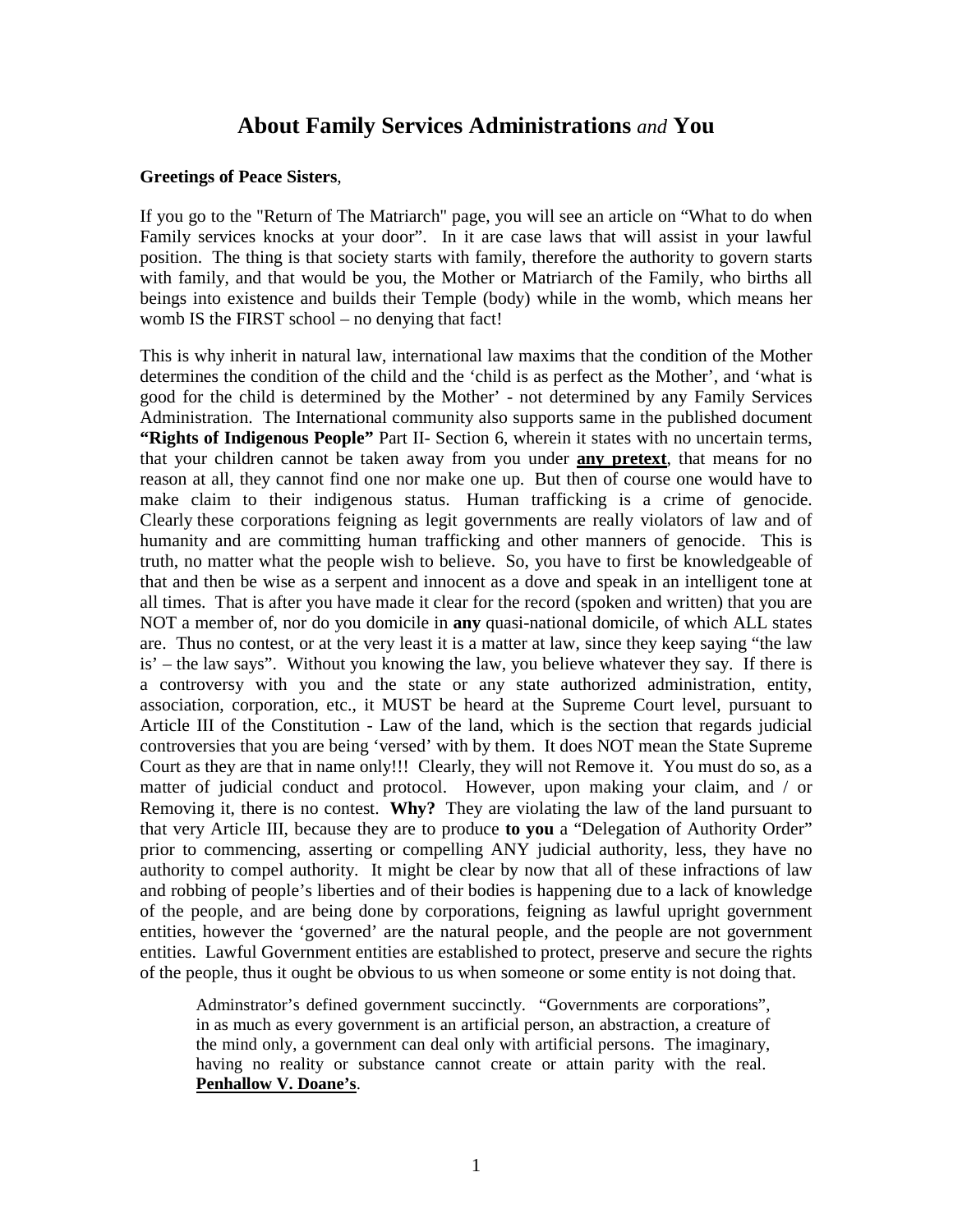# About Family Services Administrations *and* You

**Greetings of Peace Sisters**,

If you go to the "Return of The Matriarch" page, you will see an article on "What to do when Family services knocks at your door". In it are case laws that will assist in your lawful position. The thing is that society starts with family, therefore the authority to govern starts with family, and that would be you, the Mother or Matriarch of the Family, who births all beings into existence and builds their Temple (body) while in the womb, which means her womb IS the FIRST school – no denying that fact!

This is why inherit in natural law, international law maxims that the condition of the Mother determines the condition of the child and the 'child is as perfect as the Mother', and 'what is good for the child is determined by the Mother' - not determined by any Family Services Administration. The International community also supports same in the published document **"Rights of Indigenous People"** Part II- Section 6, wherein it states with no uncertain terms, that your children cannot be taken away from you under **<u>any pretext</u>**, that means for no reason at all, they cannot find one nor make one up. But then of course one would have to make claim to their indigenous status. Human trafficking is a crime of genocide. Clearly these corporations feigning as legit governments are really violators of law and of humanity and are committing human trafficking and other manners of genocide. This is truth, no matter what the people wish to believe. So, you have to first be knowledgeable of that and then be wise as a serpent and innocent as a dove and speak in an intelligent tone at all times. That is after you have made it clear for the record (spoken and written) that you are NOT a member of, nor do you domicile in **any** quasi-national domicile, of which ALL states are. Thus no contest, or at the very least it is a matter at law, since they keep saying "the law is' – the law says". Without you knowing the law, you believe whatever they say. If there is a controversy with you and the state or any state authorized administration, entity, association, corporation, etc., it MUST be heard at the Supreme Court level, pursuant to Article III of the Constitution - Law of the land, which is the section that regards judicial controversies that you are being 'versed' with by them. It does NOT mean the State Supreme Court as they are that in name only!!! Clearly, they will not Remove it. You must do so, as a matter of judicial conduct and protocol. However, upon making your claim, and / or Removing it, there is no contest. **Why?** They are violating the law of the land pursuant to that very Article III, because they are to produce **to you** a "Delegation of Authority Order" prior to commencing, asserting or compelling ANY judicial authority, less, they have no authority to compel authority. It might be clear by now that all of these infractions of law and robbing of people's liberties and of their bodies is happening due to a lack of knowledge of the people, and are being done by corporations, feigning as lawful upright government entities, however the 'governed' are the natural people, and the people are not government entities. Lawful Government entities are established to protect, preserve and secure the rights of the people, thus it ought be obvious to us when someone or some entity is not doing that.

> Adminstrator's defined government succinctly. "Governments are corporations", in as much as every government is an artificial person, an abstraction, a creature of the mind only, a government can deal only with artificial persons. The imaginary, having no reality or substance cannot create or attain parity with the real. **<u>Penhallow V. Doane's</u>**.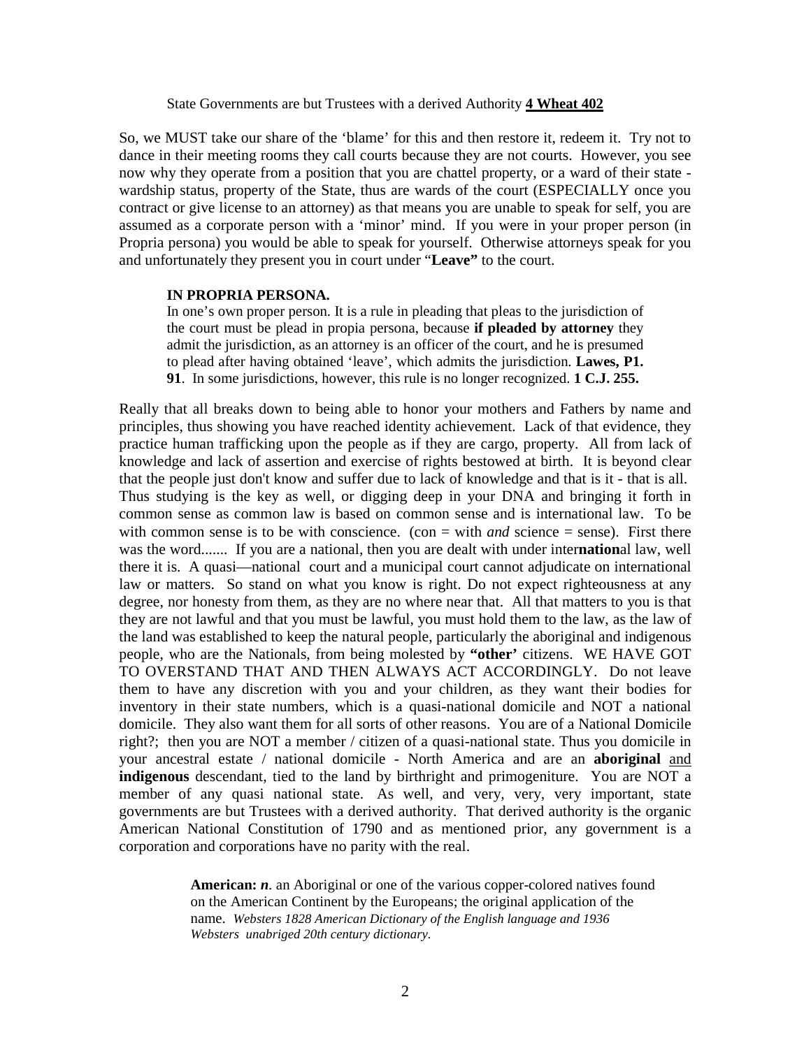State Governments are but Trustees with a derived Authority **4 Wheat 402**

So, we MUST take our share of the 'blame' for this and then restore it, redeem it. Try not to dance in their meeting rooms they call courts because they are not courts. However, you see now why they operate from a position that you are chattel property, or a ward of their state - wardship status, property of the State, thus are wards of the court (ESPECIALLY once you contract or give license to an attorney) as that means you are unable to speak for self, you are assumed as a corporate person with a 'minor' mind. If you were in your proper person (in Propria persona) you would be able to speak for yourself. Otherwise attorneys speak for you and unfortunately they present you in court under "**Leave"** to the court.

> **IN PROPRIA PERSONA.**
> In one's own proper person. It is a rule in pleading that pleas to the jurisdiction of the court must be plead in propia persona, because **if pleaded by attorney** they admit the jurisdiction, as an attorney is an officer of the court, and he is presumed to plead after having obtained 'leave', which admits the jurisdiction. **Lawes, P1. 91**. In some jurisdictions, however, this rule is no longer recognized. **1 C.J. 255.**

Really that all breaks down to being able to honor your mothers and Fathers by name and principles, thus showing you have reached identity achievement. Lack of that evidence, they practice human trafficking upon the people as if they are cargo, property. All from lack of knowledge and lack of assertion and exercise of rights bestowed at birth. It is beyond clear that the people just don't know and suffer due to lack of knowledge and that is it - that is all. Thus studying is the key as well, or digging deep in your DNA and bringing it forth in common sense as common law is based on common sense and is international law. To be with common sense is to be with conscience. (con = with *and* science = sense). First there was the word....... If you are a national, then you are dealt with under inter**nation**al law, well there it is. A quasi—national court and a municipal court cannot adjudicate on international law or matters. So stand on what you know is right. Do not expect righteousness at any degree, nor honesty from them, as they are no where near that. All that matters to you is that they are not lawful and that you must be lawful, you must hold them to the law, as the law of the land was established to keep the natural people, particularly the aboriginal and indigenous people, who are the Nationals, from being molested by **"other'** citizens. WE HAVE GOT TO OVERSTAND THAT AND THEN ALWAYS ACT ACCORDINGLY. Do not leave them to have any discretion with you and your children, as they want their bodies for inventory in their state numbers, which is a quasi-national domicile and NOT a national domicile. They also want them for all sorts of other reasons. You are of a National Domicile right?; then you are NOT a member / citizen of a quasi-national state. Thus you domicile in your ancestral estate / national domicile - North America and are an **aboriginal** <u>and</u> **indigenous** descendant, tied to the land by birthright and primogeniture. You are NOT a member of any quasi national state. As well, and very, very, very important, state governments are but Trustees with a derived authority. That derived authority is the organic American National Constitution of 1790 and as mentioned prior, any government is a corporation and corporations have no parity with the real.

> **American:** ***n***. an Aboriginal or one of the various copper-colored natives found on the American Continent by the Europeans; the original application of the name. *Websters 1828 American Dictionary of the English language and 1936 Websters unabriged 20th century dictionary.*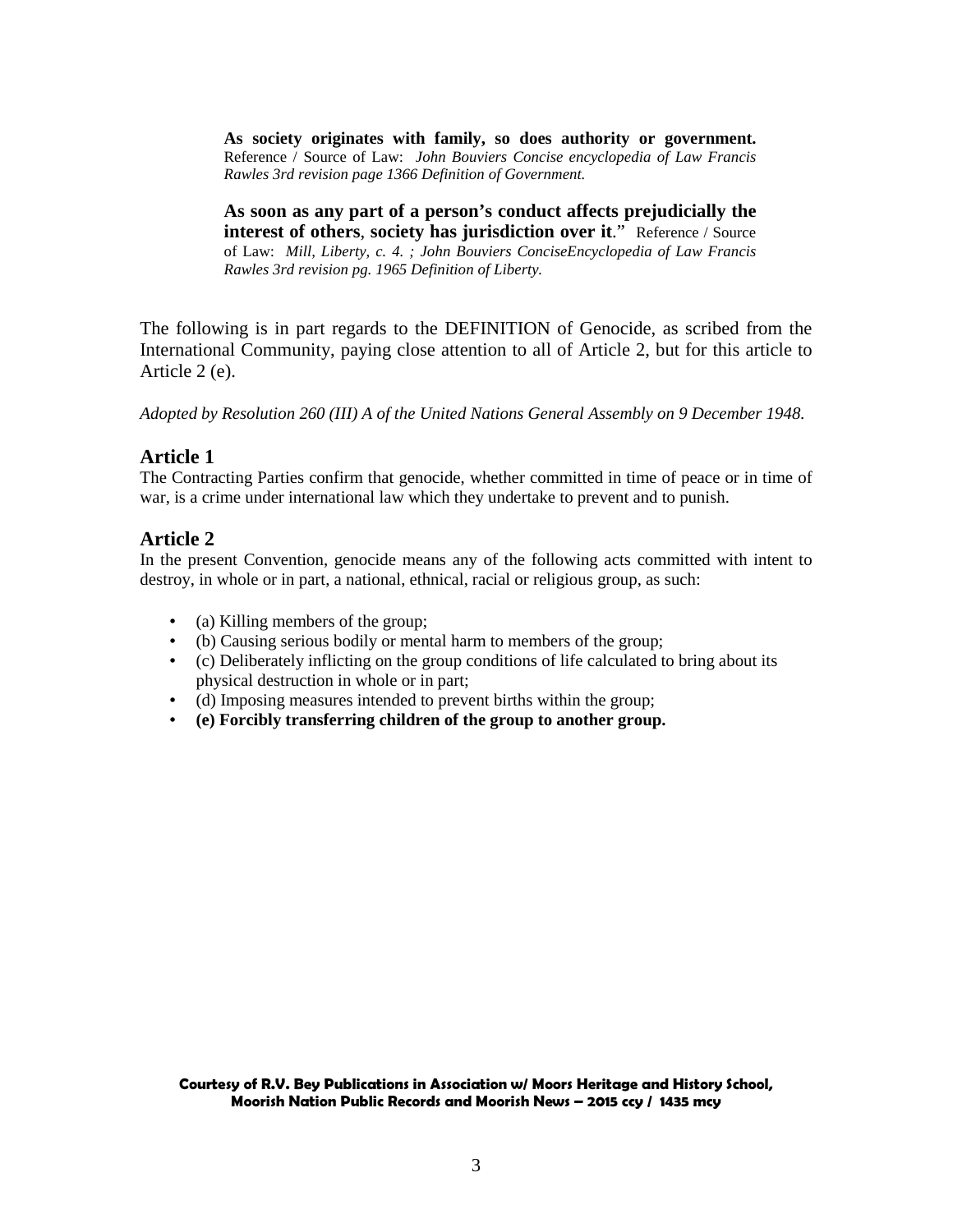**As society originates with family, so does authority or government.** Reference / Source of Law: *John Bouviers Concise encyclopedia of Law Francis Rawles 3rd revision page 1366 Definition of Government.*

**As soon as any part of a person's conduct affects prejudicially the interest of others**, **society has jurisdiction over it**." Reference / Source of Law: *Mill, Liberty, c. 4. ; John Bouviers ConciseEncyclopedia of Law Francis Rawles 3rd revision pg. 1965 Definition of Liberty.*

The following is in part regards to the DEFINITION of Genocide, as scribed from the International Community, paying close attention to all of Article 2, but for this article to Article 2 (e).

*Adopted by Resolution 260 (III) A of the United Nations General Assembly on 9 December 1948.*

## Article 1

The Contracting Parties confirm that genocide, whether committed in time of peace or in time of war, is a crime under international law which they undertake to prevent and to punish.

## Article 2

In the present Convention, genocide means any of the following acts committed with intent to destroy, in whole or in part, a national, ethnical, racial or religious group, as such:

- (a) Killing members of the group;
- (b) Causing serious bodily or mental harm to members of the group;
- (c) Deliberately inflicting on the group conditions of life calculated to bring about its physical destruction in whole or in part;
- (d) Imposing measures intended to prevent births within the group;
- **(e) Forcibly transferring children of the group to another group.**

**Courtesy of R.V. Bey Publications in Association w/ Moors Heritage and History School, Moorish Nation Public Records and Moorish News – 2015 ccy / 1435 mcy**